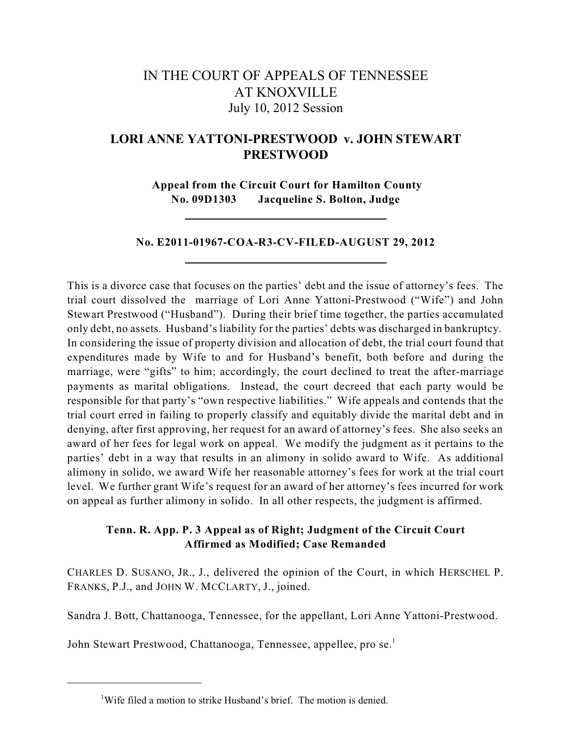# IN THE COURT OF APPEALS OF TENNESSEE AT KNOXVILLE

July 10, 2012 Session

## LORI ANNE YATTONI-PRESTWOOD v. JOHN STEWART PRESTWOOD

**Appeal from the Circuit Court for Hamilton County**
**No. 09D1303 Jacqueline S. Bolton, Judge**

---

**No. E2011-01967-COA-R3-CV-FILED-AUGUST 29, 2012**

---

This is a divorce case that focuses on the parties' debt and the issue of attorney's fees. The trial court dissolved the marriage of Lori Anne Yattoni-Prestwood ("Wife") and John Stewart Prestwood ("Husband"). During their brief time together, the parties accumulated only debt, no assets. Husband's liability for the parties' debts was discharged in bankruptcy. In considering the issue of property division and allocation of debt, the trial court found that expenditures made by Wife to and for Husband's benefit, both before and during the marriage, were "gifts" to him; accordingly, the court declined to treat the after-marriage payments as marital obligations. Instead, the court decreed that each party would be responsible for that party's "own respective liabilities." Wife appeals and contends that the trial court erred in failing to properly classify and equitably divide the marital debt and in denying, after first approving, her request for an award of attorney's fees. She also seeks an award of her fees for legal work on appeal. We modify the judgment as it pertains to the parties' debt in a way that results in an alimony in solido award to Wife. As additional alimony in solido, we award Wife her reasonable attorney's fees for work at the trial court level. We further grant Wife's request for an award of her attorney's fees incurred for work on appeal as further alimony in solido. In all other respects, the judgment is affirmed.

**Tenn. R. App. P. 3 Appeal as of Right; Judgment of the Circuit Court Affirmed as Modified; Case Remanded**

CHARLES D. SUSANO, JR., J., delivered the opinion of the Court, in which HERSCHEL P. FRANKS, P.J., and JOHN W. MCCLARTY, J., joined.

Sandra J. Bott, Chattanooga, Tennessee, for the appellant, Lori Anne Yattoni-Prestwood.

John Stewart Prestwood, Chattanooga, Tennessee, appellee, pro se.[1]

---

[1] Wife filed a motion to strike Husband's brief. The motion is denied.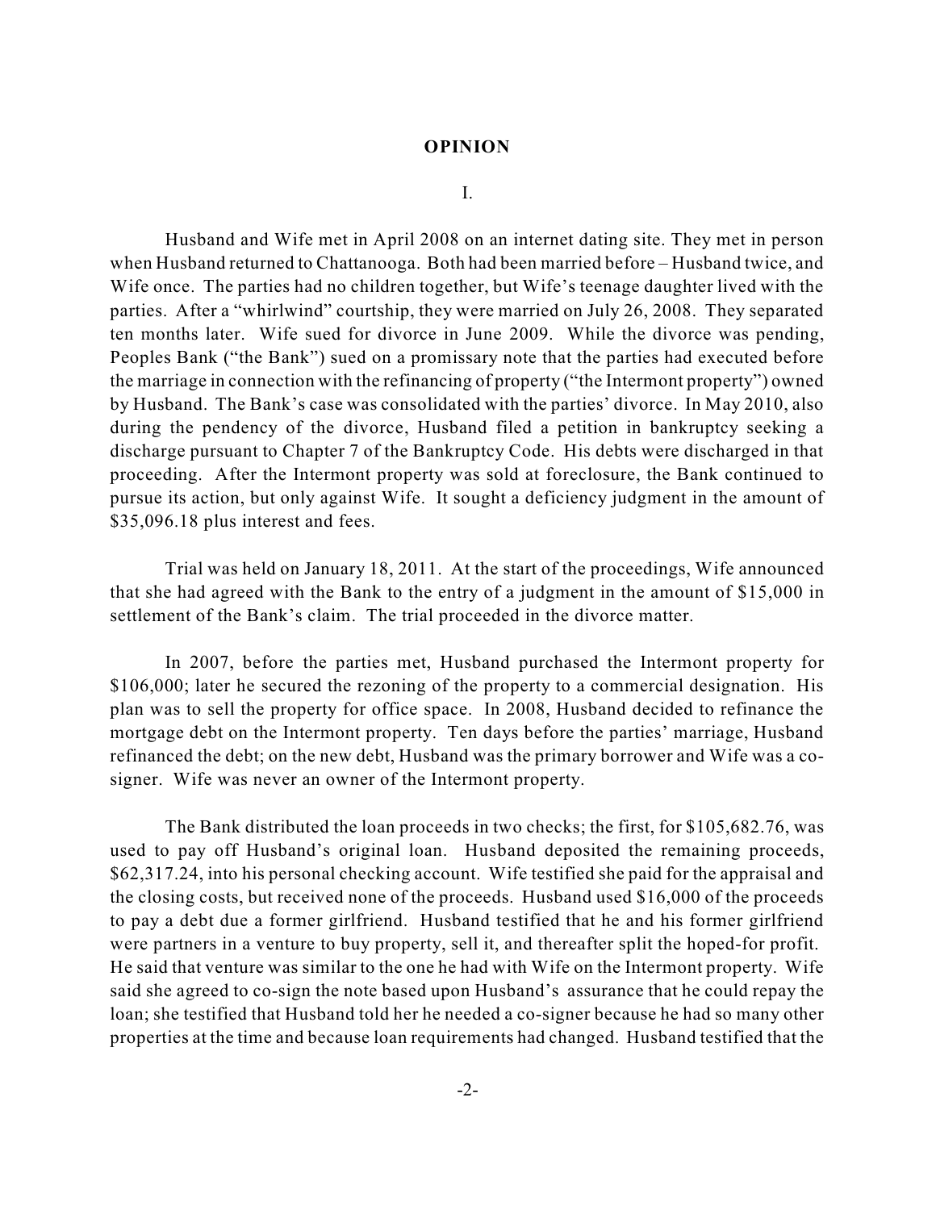# OPINION

## I.

Husband and Wife met in April 2008 on an internet dating site. They met in person when Husband returned to Chattanooga. Both had been married before – Husband twice, and Wife once. The parties had no children together, but Wife's teenage daughter lived with the parties. After a "whirlwind" courtship, they were married on July 26, 2008. They separated ten months later. Wife sued for divorce in June 2009. While the divorce was pending, Peoples Bank ("the Bank") sued on a promissary note that the parties had executed before the marriage in connection with the refinancing of property ("the Intermont property") owned by Husband. The Bank's case was consolidated with the parties' divorce. In May 2010, also during the pendency of the divorce, Husband filed a petition in bankruptcy seeking a discharge pursuant to Chapter 7 of the Bankruptcy Code. His debts were discharged in that proceeding. After the Intermont property was sold at foreclosure, the Bank continued to pursue its action, but only against Wife. It sought a deficiency judgment in the amount of $35,096.18 plus interest and fees.

Trial was held on January 18, 2011. At the start of the proceedings, Wife announced that she had agreed with the Bank to the entry of a judgment in the amount of $15,000 in settlement of the Bank's claim. The trial proceeded in the divorce matter.

In 2007, before the parties met, Husband purchased the Intermont property for $106,000; later he secured the rezoning of the property to a commercial designation. His plan was to sell the property for office space. In 2008, Husband decided to refinance the mortgage debt on the Intermont property. Ten days before the parties' marriage, Husband refinanced the debt; on the new debt, Husband was the primary borrower and Wife was a co-signer. Wife was never an owner of the Intermont property.

The Bank distributed the loan proceeds in two checks; the first, for $105,682.76, was used to pay off Husband's original loan. Husband deposited the remaining proceeds, $62,317.24, into his personal checking account. Wife testified she paid for the appraisal and the closing costs, but received none of the proceeds. Husband used $16,000 of the proceeds to pay a debt due a former girlfriend. Husband testified that he and his former girlfriend were partners in a venture to buy property, sell it, and thereafter split the hoped-for profit. He said that venture was similar to the one he had with Wife on the Intermont property. Wife said she agreed to co-sign the note based upon Husband's assurance that he could repay the loan; she testified that Husband told her he needed a co-signer because he had so many other properties at the time and because loan requirements had changed. Husband testified that the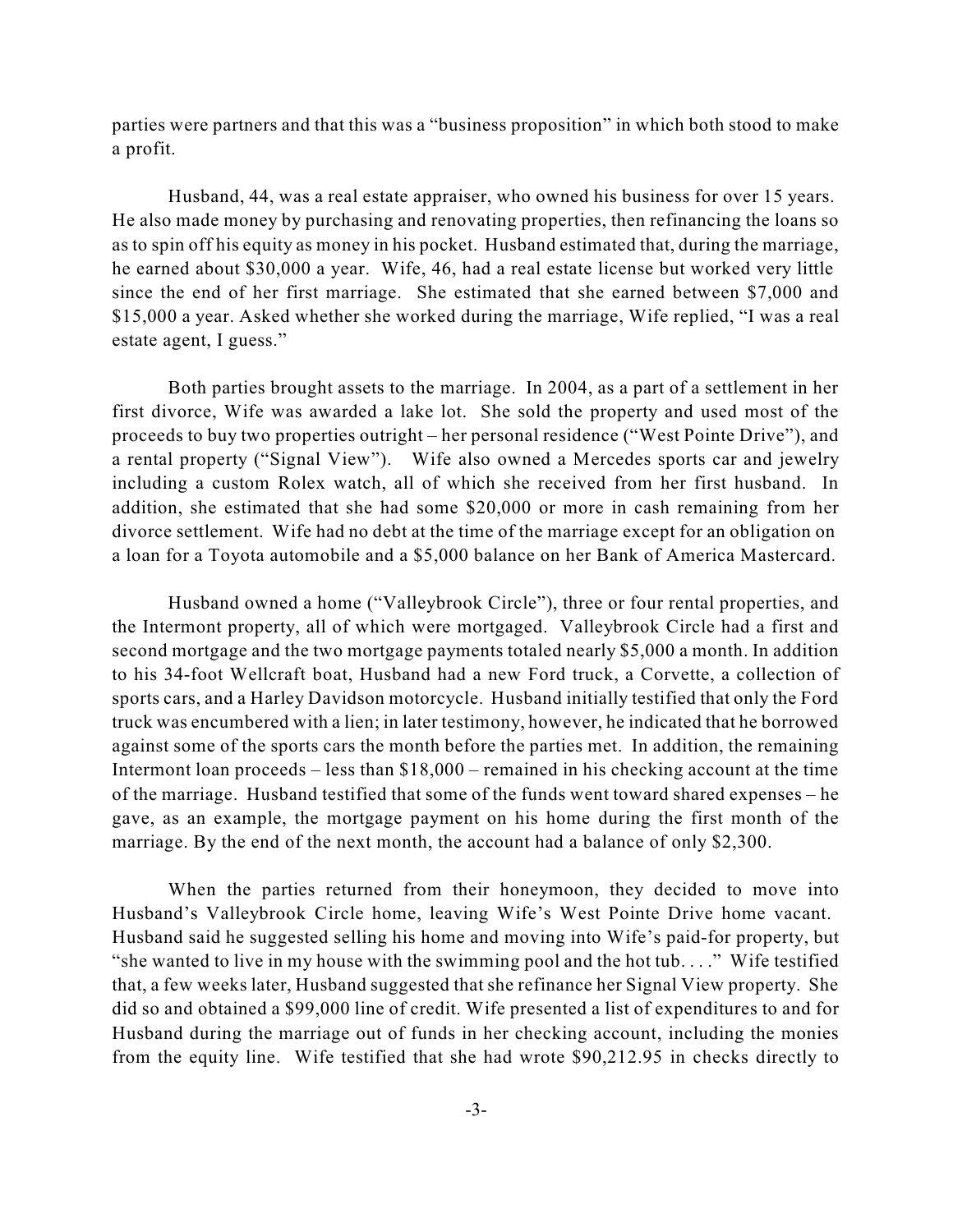parties were partners and that this was a "business proposition" in which both stood to make a profit.

Husband, 44, was a real estate appraiser, who owned his business for over 15 years. He also made money by purchasing and renovating properties, then refinancing the loans so as to spin off his equity as money in his pocket. Husband estimated that, during the marriage, he earned about $30,000 a year. Wife, 46, had a real estate license but worked very little since the end of her first marriage. She estimated that she earned between $7,000 and $15,000 a year. Asked whether she worked during the marriage, Wife replied, "I was a real estate agent, I guess."

Both parties brought assets to the marriage. In 2004, as a part of a settlement in her first divorce, Wife was awarded a lake lot. She sold the property and used most of the proceeds to buy two properties outright – her personal residence ("West Pointe Drive"), and a rental property ("Signal View"). Wife also owned a Mercedes sports car and jewelry including a custom Rolex watch, all of which she received from her first husband. In addition, she estimated that she had some $20,000 or more in cash remaining from her divorce settlement. Wife had no debt at the time of the marriage except for an obligation on a loan for a Toyota automobile and a $5,000 balance on her Bank of America Mastercard.

Husband owned a home ("Valleybrook Circle"), three or four rental properties, and the Intermont property, all of which were mortgaged. Valleybrook Circle had a first and second mortgage and the two mortgage payments totaled nearly $5,000 a month. In addition to his 34-foot Wellcraft boat, Husband had a new Ford truck, a Corvette, a collection of sports cars, and a Harley Davidson motorcycle. Husband initially testified that only the Ford truck was encumbered with a lien; in later testimony, however, he indicated that he borrowed against some of the sports cars the month before the parties met. In addition, the remaining Intermont loan proceeds – less than $18,000 – remained in his checking account at the time of the marriage. Husband testified that some of the funds went toward shared expenses – he gave, as an example, the mortgage payment on his home during the first month of the marriage. By the end of the next month, the account had a balance of only $2,300.

When the parties returned from their honeymoon, they decided to move into Husband's Valleybrook Circle home, leaving Wife's West Pointe Drive home vacant. Husband said he suggested selling his home and moving into Wife's paid-for property, but "she wanted to live in my house with the swimming pool and the hot tub. . . ." Wife testified that, a few weeks later, Husband suggested that she refinance her Signal View property. She did so and obtained a $99,000 line of credit. Wife presented a list of expenditures to and for Husband during the marriage out of funds in her checking account, including the monies from the equity line. Wife testified that she had wrote $90,212.95 in checks directly to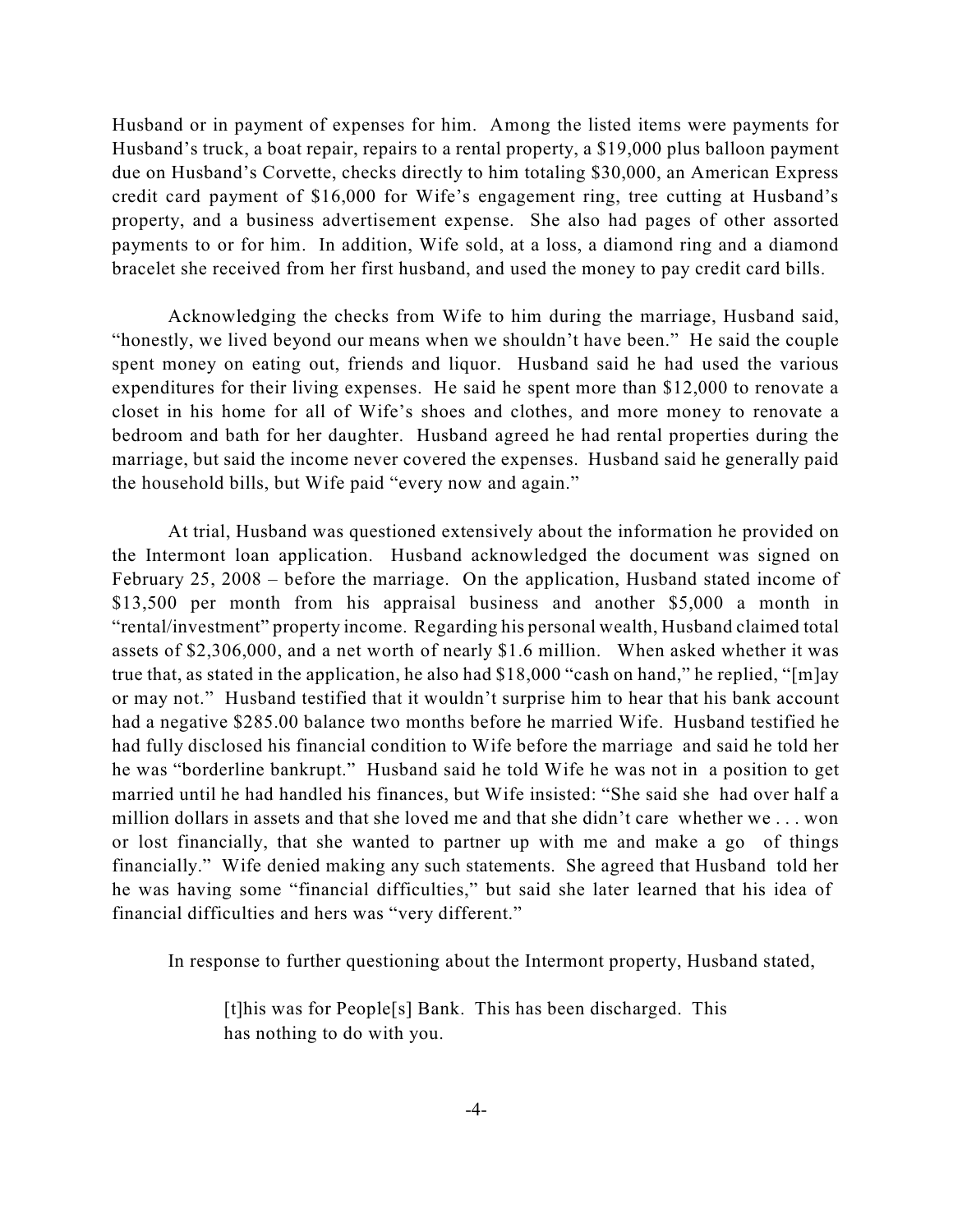Husband or in payment of expenses for him. Among the listed items were payments for Husband's truck, a boat repair, repairs to a rental property, a $19,000 plus balloon payment due on Husband's Corvette, checks directly to him totaling $30,000, an American Express credit card payment of $16,000 for Wife's engagement ring, tree cutting at Husband's property, and a business advertisement expense. She also had pages of other assorted payments to or for him. In addition, Wife sold, at a loss, a diamond ring and a diamond bracelet she received from her first husband, and used the money to pay credit card bills.

Acknowledging the checks from Wife to him during the marriage, Husband said, "honestly, we lived beyond our means when we shouldn't have been." He said the couple spent money on eating out, friends and liquor. Husband said he had used the various expenditures for their living expenses. He said he spent more than $12,000 to renovate a closet in his home for all of Wife's shoes and clothes, and more money to renovate a bedroom and bath for her daughter. Husband agreed he had rental properties during the marriage, but said the income never covered the expenses. Husband said he generally paid the household bills, but Wife paid "every now and again."

At trial, Husband was questioned extensively about the information he provided on the Intermont loan application. Husband acknowledged the document was signed on February 25, 2008 – before the marriage. On the application, Husband stated income of $13,500 per month from his appraisal business and another $5,000 a month in "rental/investment" property income. Regarding his personal wealth, Husband claimed total assets of $2,306,000, and a net worth of nearly $1.6 million. When asked whether it was true that, as stated in the application, he also had $18,000 "cash on hand," he replied, "[m]ay or may not." Husband testified that it wouldn't surprise him to hear that his bank account had a negative $285.00 balance two months before he married Wife. Husband testified he had fully disclosed his financial condition to Wife before the marriage and said he told her he was "borderline bankrupt." Husband said he told Wife he was not in a position to get married until he had handled his finances, but Wife insisted: "She said she had over half a million dollars in assets and that she loved me and that she didn't care whether we . . . won or lost financially, that she wanted to partner up with me and make a go of things financially." Wife denied making any such statements. She agreed that Husband told her he was having some "financial difficulties," but said she later learned that his idea of financial difficulties and hers was "very different."

In response to further questioning about the Intermont property, Husband stated,

> [t]his was for People[s] Bank. This has been discharged. This has nothing to do with you.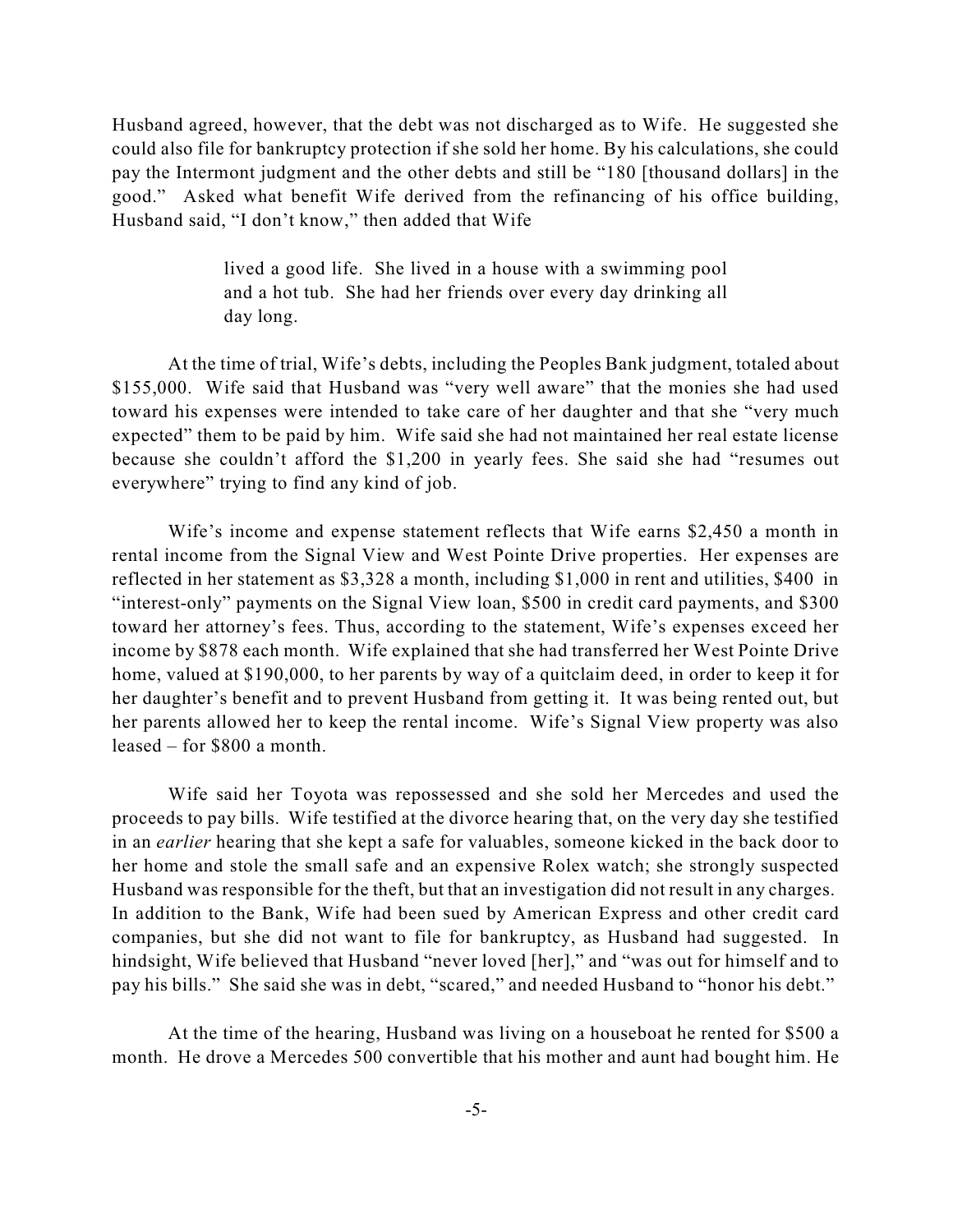Husband agreed, however, that the debt was not discharged as to Wife. He suggested she could also file for bankruptcy protection if she sold her home. By his calculations, she could pay the Intermont judgment and the other debts and still be "180 [thousand dollars] in the good." Asked what benefit Wife derived from the refinancing of his office building, Husband said, "I don't know," then added that Wife

> lived a good life. She lived in a house with a swimming pool and a hot tub. She had her friends over every day drinking all day long.

At the time of trial, Wife's debts, including the Peoples Bank judgment, totaled about $155,000. Wife said that Husband was "very well aware" that the monies she had used toward his expenses were intended to take care of her daughter and that she "very much expected" them to be paid by him. Wife said she had not maintained her real estate license because she couldn't afford the $1,200 in yearly fees. She said she had "resumes out everywhere" trying to find any kind of job.

Wife's income and expense statement reflects that Wife earns $2,450 a month in rental income from the Signal View and West Pointe Drive properties. Her expenses are reflected in her statement as $3,328 a month, including $1,000 in rent and utilities, $400 in "interest-only" payments on the Signal View loan, $500 in credit card payments, and $300 toward her attorney's fees. Thus, according to the statement, Wife's expenses exceed her income by $878 each month. Wife explained that she had transferred her West Pointe Drive home, valued at $190,000, to her parents by way of a quitclaim deed, in order to keep it for her daughter's benefit and to prevent Husband from getting it. It was being rented out, but her parents allowed her to keep the rental income. Wife's Signal View property was also leased – for $800 a month.

Wife said her Toyota was repossessed and she sold her Mercedes and used the proceeds to pay bills. Wife testified at the divorce hearing that, on the very day she testified in an *earlier* hearing that she kept a safe for valuables, someone kicked in the back door to her home and stole the small safe and an expensive Rolex watch; she strongly suspected Husband was responsible for the theft, but that an investigation did not result in any charges. In addition to the Bank, Wife had been sued by American Express and other credit card companies, but she did not want to file for bankruptcy, as Husband had suggested. In hindsight, Wife believed that Husband "never loved [her]," and "was out for himself and to pay his bills." She said she was in debt, "scared," and needed Husband to "honor his debt."

At the time of the hearing, Husband was living on a houseboat he rented for $500 a month. He drove a Mercedes 500 convertible that his mother and aunt had bought him. He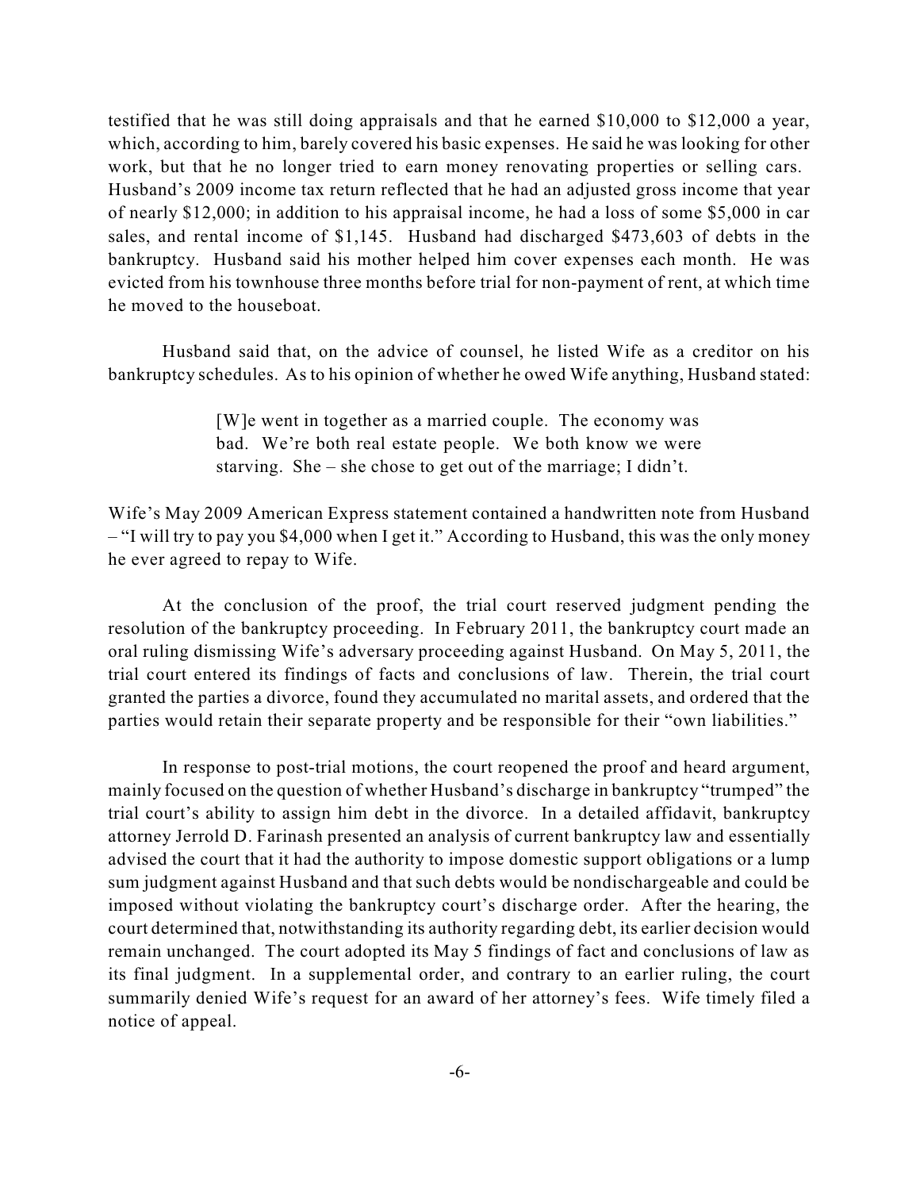testified that he was still doing appraisals and that he earned $10,000 to $12,000 a year, which, according to him, barely covered his basic expenses. He said he was looking for other work, but that he no longer tried to earn money renovating properties or selling cars. Husband's 2009 income tax return reflected that he had an adjusted gross income that year of nearly $12,000; in addition to his appraisal income, he had a loss of some $5,000 in car sales, and rental income of $1,145. Husband had discharged $473,603 of debts in the bankruptcy. Husband said his mother helped him cover expenses each month. He was evicted from his townhouse three months before trial for non-payment of rent, at which time he moved to the houseboat.

Husband said that, on the advice of counsel, he listed Wife as a creditor on his bankruptcy schedules. As to his opinion of whether he owed Wife anything, Husband stated:

> [W]e went in together as a married couple. The economy was bad. We're both real estate people. We both know we were starving. She – she chose to get out of the marriage; I didn't.

Wife's May 2009 American Express statement contained a handwritten note from Husband – "I will try to pay you $4,000 when I get it." According to Husband, this was the only money he ever agreed to repay to Wife.

At the conclusion of the proof, the trial court reserved judgment pending the resolution of the bankruptcy proceeding. In February 2011, the bankruptcy court made an oral ruling dismissing Wife's adversary proceeding against Husband. On May 5, 2011, the trial court entered its findings of facts and conclusions of law. Therein, the trial court granted the parties a divorce, found they accumulated no marital assets, and ordered that the parties would retain their separate property and be responsible for their "own liabilities."

In response to post-trial motions, the court reopened the proof and heard argument, mainly focused on the question of whether Husband's discharge in bankruptcy "trumped" the trial court's ability to assign him debt in the divorce. In a detailed affidavit, bankruptcy attorney Jerrold D. Farinash presented an analysis of current bankruptcy law and essentially advised the court that it had the authority to impose domestic support obligations or a lump sum judgment against Husband and that such debts would be nondischargeable and could be imposed without violating the bankruptcy court's discharge order. After the hearing, the court determined that, notwithstanding its authority regarding debt, its earlier decision would remain unchanged. The court adopted its May 5 findings of fact and conclusions of law as its final judgment. In a supplemental order, and contrary to an earlier ruling, the court summarily denied Wife's request for an award of her attorney's fees. Wife timely filed a notice of appeal.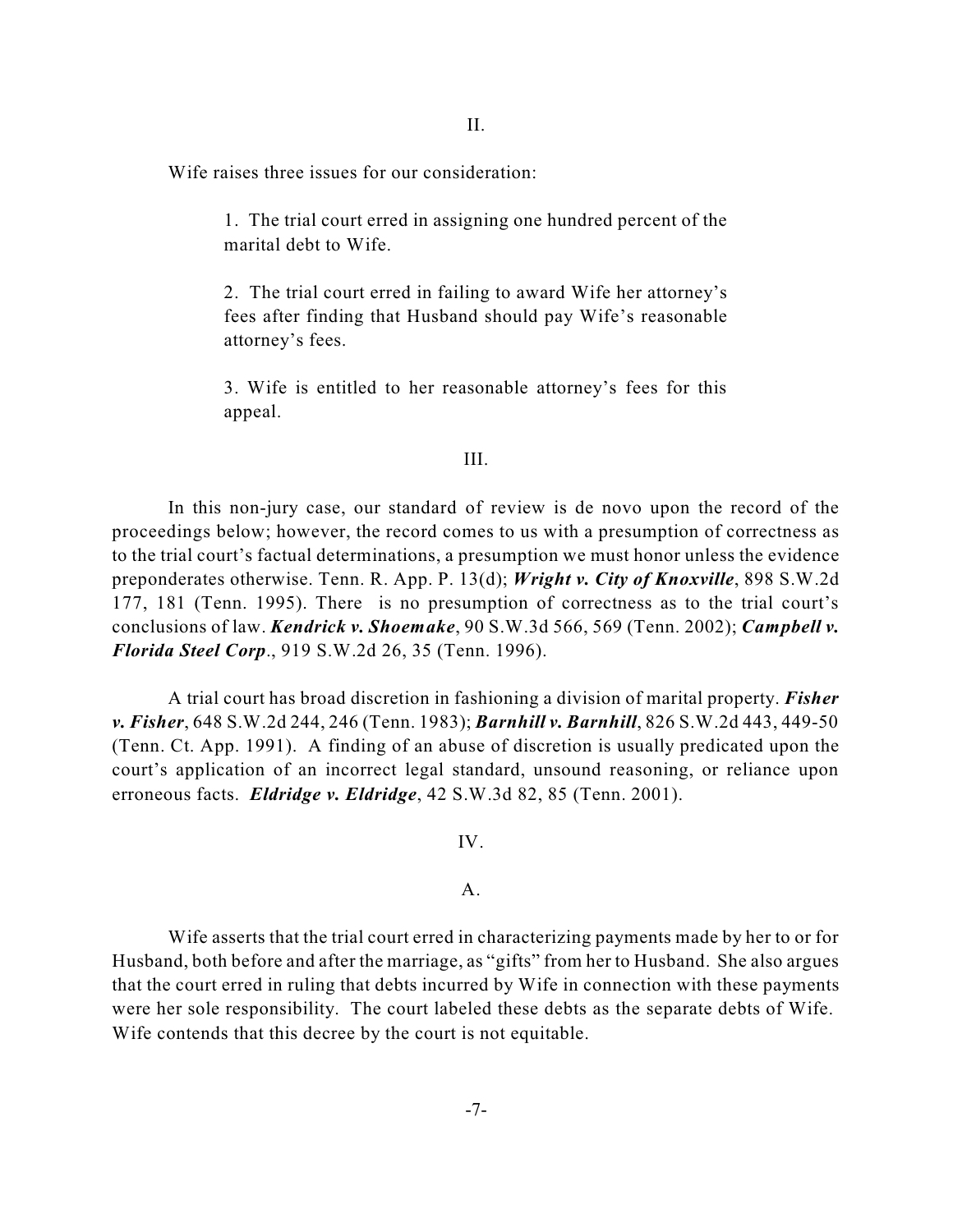II.

Wife raises three issues for our consideration:

> 1. The trial court erred in assigning one hundred percent of the marital debt to Wife.
>
> 2. The trial court erred in failing to award Wife her attorney's fees after finding that Husband should pay Wife's reasonable attorney's fees.
>
> 3. Wife is entitled to her reasonable attorney's fees for this appeal.

III.

In this non-jury case, our standard of review is de novo upon the record of the proceedings below; however, the record comes to us with a presumption of correctness as to the trial court's factual determinations, a presumption we must honor unless the evidence preponderates otherwise. Tenn. R. App. P. 13(d); ***Wright v. City of Knoxville***, 898 S.W.2d 177, 181 (Tenn. 1995). There is no presumption of correctness as to the trial court's conclusions of law. ***Kendrick v. Shoemake***, 90 S.W.3d 566, 569 (Tenn. 2002); ***Campbell v. Florida Steel Corp***., 919 S.W.2d 26, 35 (Tenn. 1996).

A trial court has broad discretion in fashioning a division of marital property. ***Fisher v. Fisher***, 648 S.W.2d 244, 246 (Tenn. 1983); ***Barnhill v. Barnhill***, 826 S.W.2d 443, 449-50 (Tenn. Ct. App. 1991). A finding of an abuse of discretion is usually predicated upon the court's application of an incorrect legal standard, unsound reasoning, or reliance upon erroneous facts. ***Eldridge v. Eldridge***, 42 S.W.3d 82, 85 (Tenn. 2001).

IV.

A.

Wife asserts that the trial court erred in characterizing payments made by her to or for Husband, both before and after the marriage, as "gifts" from her to Husband. She also argues that the court erred in ruling that debts incurred by Wife in connection with these payments were her sole responsibility. The court labeled these debts as the separate debts of Wife. Wife contends that this decree by the court is not equitable.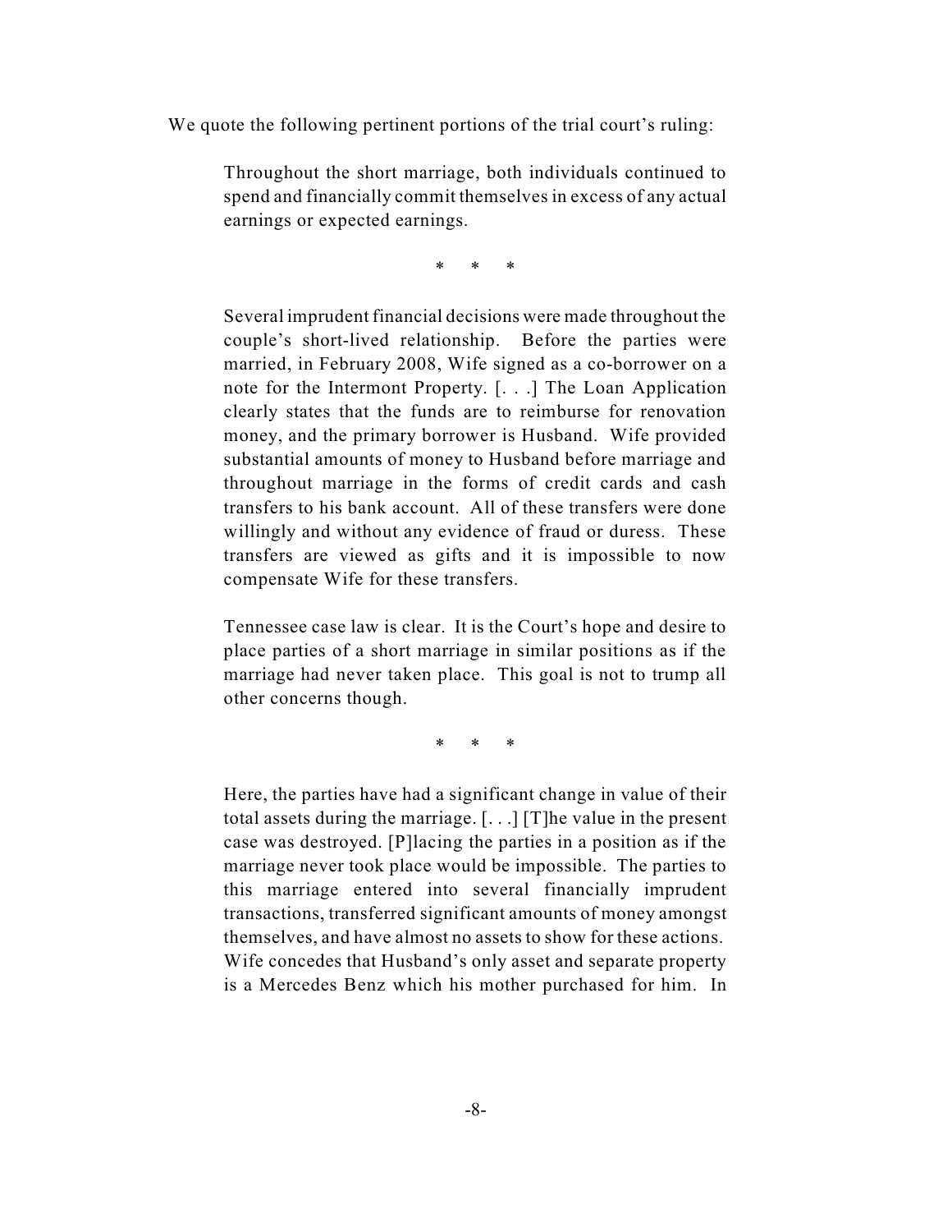We quote the following pertinent portions of the trial court's ruling:

> Throughout the short marriage, both individuals continued to spend and financially commit themselves in excess of any actual earnings or expected earnings.
>
> \* \* \*
>
> Several imprudent financial decisions were made throughout the couple's short-lived relationship. Before the parties were married, in February 2008, Wife signed as a co-borrower on a note for the Intermont Property. [. . .] The Loan Application clearly states that the funds are to reimburse for renovation money, and the primary borrower is Husband. Wife provided substantial amounts of money to Husband before marriage and throughout marriage in the forms of credit cards and cash transfers to his bank account. All of these transfers were done willingly and without any evidence of fraud or duress. These transfers are viewed as gifts and it is impossible to now compensate Wife for these transfers.
>
> Tennessee case law is clear. It is the Court's hope and desire to place parties of a short marriage in similar positions as if the marriage had never taken place. This goal is not to trump all other concerns though.
>
> \* \* \*
>
> Here, the parties have had a significant change in value of their total assets during the marriage. [. . .] [T]he value in the present case was destroyed. [P]lacing the parties in a position as if the marriage never took place would be impossible. The parties to this marriage entered into several financially imprudent transactions, transferred significant amounts of money amongst themselves, and have almost no assets to show for these actions. Wife concedes that Husband's only asset and separate property is a Mercedes Benz which his mother purchased for him. In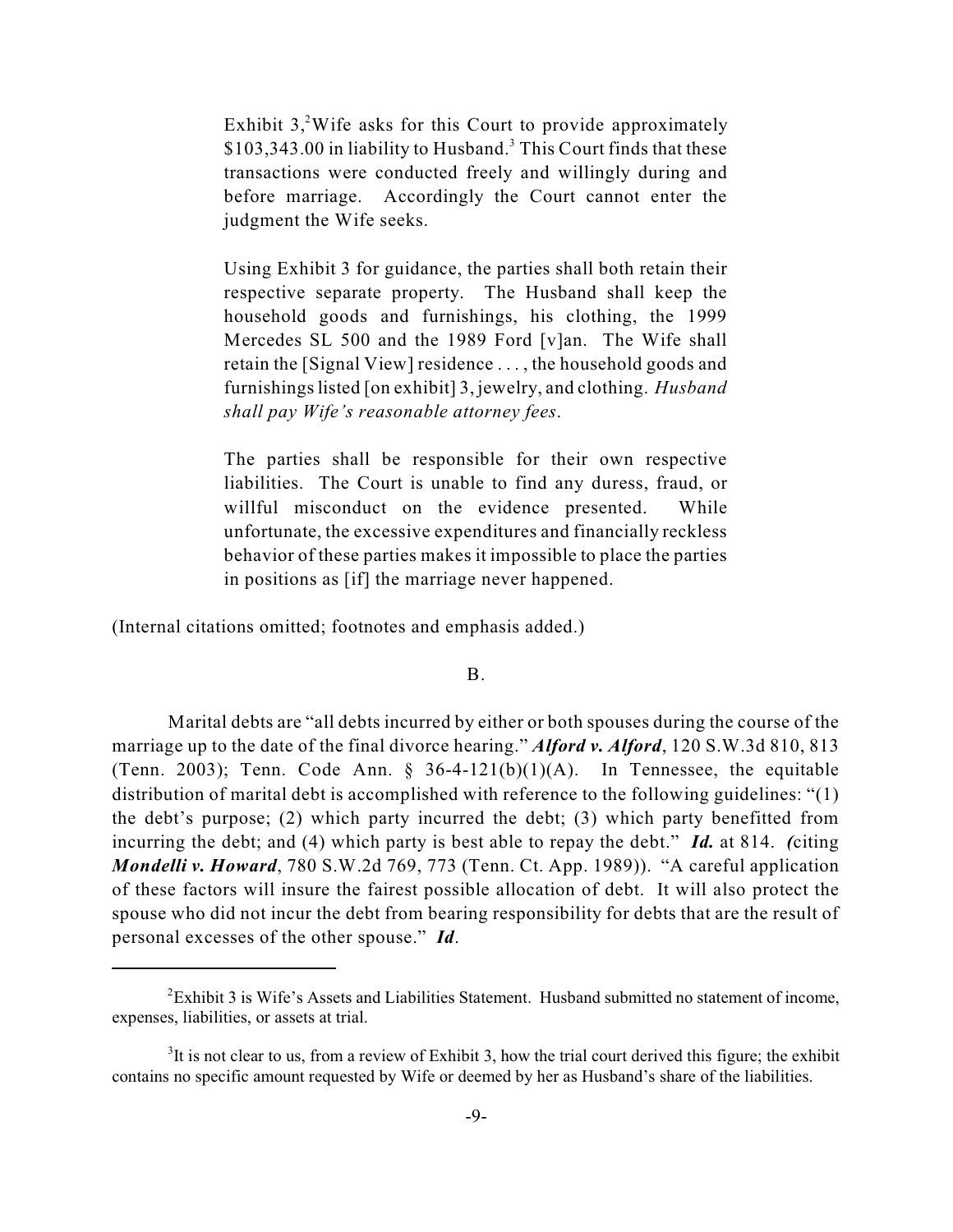> Exhibit 3,[2] Wife asks for this Court to provide approximately $103,343.00 in liability to Husband.[3] This Court finds that these transactions were conducted freely and willingly during and before marriage. Accordingly the Court cannot enter the judgment the Wife seeks.
>
> Using Exhibit 3 for guidance, the parties shall both retain their respective separate property. The Husband shall keep the household goods and furnishings, his clothing, the 1999 Mercedes SL 500 and the 1989 Ford [v]an. The Wife shall retain the [Signal View] residence . . . , the household goods and furnishings listed [on exhibit] 3, jewelry, and clothing. *Husband shall pay Wife's reasonable attorney fees*.
>
> The parties shall be responsible for their own respective liabilities. The Court is unable to find any duress, fraud, or willful misconduct on the evidence presented. While unfortunate, the excessive expenditures and financially reckless behavior of these parties makes it impossible to place the parties in positions as [if] the marriage never happened.

(Internal citations omitted; footnotes and emphasis added.)

B.

Marital debts are "all debts incurred by either or both spouses during the course of the marriage up to the date of the final divorce hearing." ***Alford v. Alford***, 120 S.W.3d 810, 813 (Tenn. 2003); Tenn. Code Ann. § 36-4-121(b)(1)(A). In Tennessee, the equitable distribution of marital debt is accomplished with reference to the following guidelines: "(1) the debt's purpose; (2) which party incurred the debt; (3) which party benefitted from incurring the debt; and (4) which party is best able to repay the debt." ***Id.*** at 814. *(*citing ***Mondelli v. Howard***, 780 S.W.2d 769, 773 (Tenn. Ct. App. 1989)). "A careful application of these factors will insure the fairest possible allocation of debt. It will also protect the spouse who did not incur the debt from bearing responsibility for debts that are the result of personal excesses of the other spouse." ***Id***.

---

[2] Exhibit 3 is Wife's Assets and Liabilities Statement. Husband submitted no statement of income, expenses, liabilities, or assets at trial.

[3] It is not clear to us, from a review of Exhibit 3, how the trial court derived this figure; the exhibit contains no specific amount requested by Wife or deemed by her as Husband's share of the liabilities.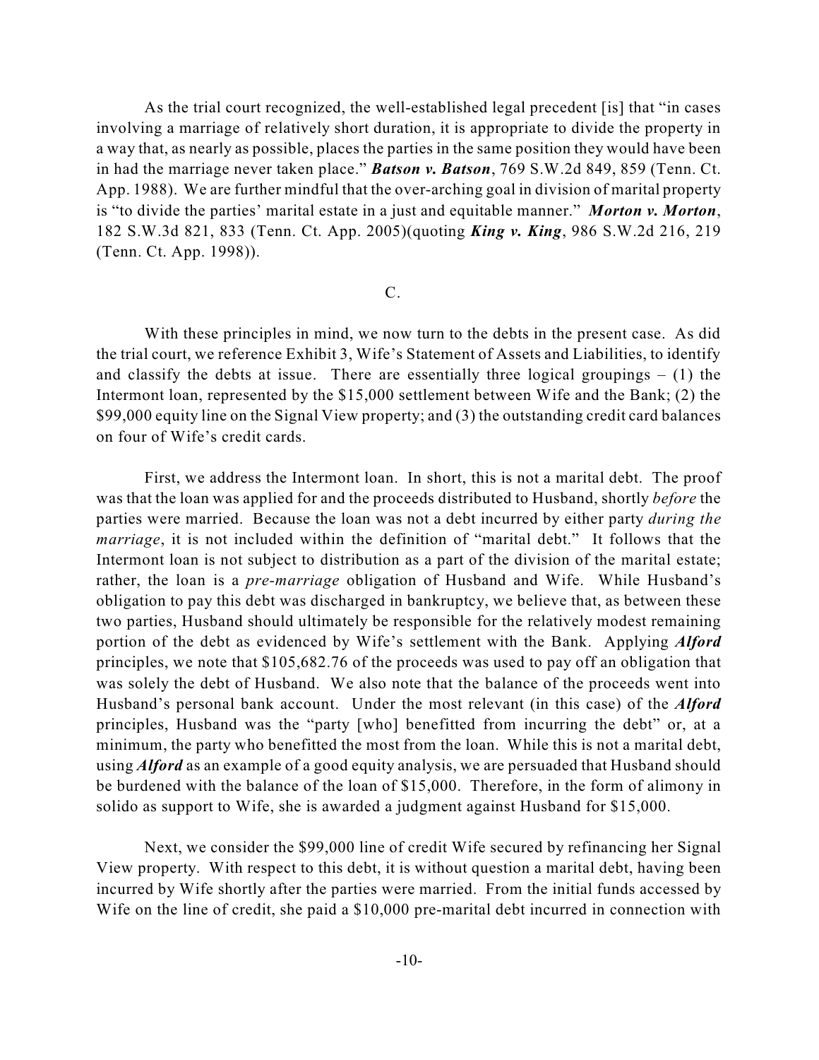As the trial court recognized, the well-established legal precedent [is] that "in cases involving a marriage of relatively short duration, it is appropriate to divide the property in a way that, as nearly as possible, places the parties in the same position they would have been in had the marriage never taken place." ***Batson v. Batson***, 769 S.W.2d 849, 859 (Tenn. Ct. App. 1988). We are further mindful that the over-arching goal in division of marital property is "to divide the parties' marital estate in a just and equitable manner." ***Morton v. Morton***, 182 S.W.3d 821, 833 (Tenn. Ct. App. 2005)(quoting ***King v. King***, 986 S.W.2d 216, 219 (Tenn. Ct. App. 1998)).

C.

With these principles in mind, we now turn to the debts in the present case. As did the trial court, we reference Exhibit 3, Wife's Statement of Assets and Liabilities, to identify and classify the debts at issue. There are essentially three logical groupings – (1) the Intermont loan, represented by the $15,000 settlement between Wife and the Bank; (2) the $99,000 equity line on the Signal View property; and (3) the outstanding credit card balances on four of Wife's credit cards.

First, we address the Intermont loan. In short, this is not a marital debt. The proof was that the loan was applied for and the proceeds distributed to Husband, shortly *before* the parties were married. Because the loan was not a debt incurred by either party *during the marriage*, it is not included within the definition of "marital debt." It follows that the Intermont loan is not subject to distribution as a part of the division of the marital estate; rather, the loan is a *pre-marriage* obligation of Husband and Wife. While Husband's obligation to pay this debt was discharged in bankruptcy, we believe that, as between these two parties, Husband should ultimately be responsible for the relatively modest remaining portion of the debt as evidenced by Wife's settlement with the Bank. Applying ***Alford*** principles, we note that $105,682.76 of the proceeds was used to pay off an obligation that was solely the debt of Husband. We also note that the balance of the proceeds went into Husband's personal bank account. Under the most relevant (in this case) of the ***Alford*** principles, Husband was the "party [who] benefitted from incurring the debt" or, at a minimum, the party who benefitted the most from the loan. While this is not a marital debt, using ***Alford*** as an example of a good equity analysis, we are persuaded that Husband should be burdened with the balance of the loan of $15,000. Therefore, in the form of alimony in solido as support to Wife, she is awarded a judgment against Husband for $15,000.

Next, we consider the $99,000 line of credit Wife secured by refinancing her Signal View property. With respect to this debt, it is without question a marital debt, having been incurred by Wife shortly after the parties were married. From the initial funds accessed by Wife on the line of credit, she paid a $10,000 pre-marital debt incurred in connection with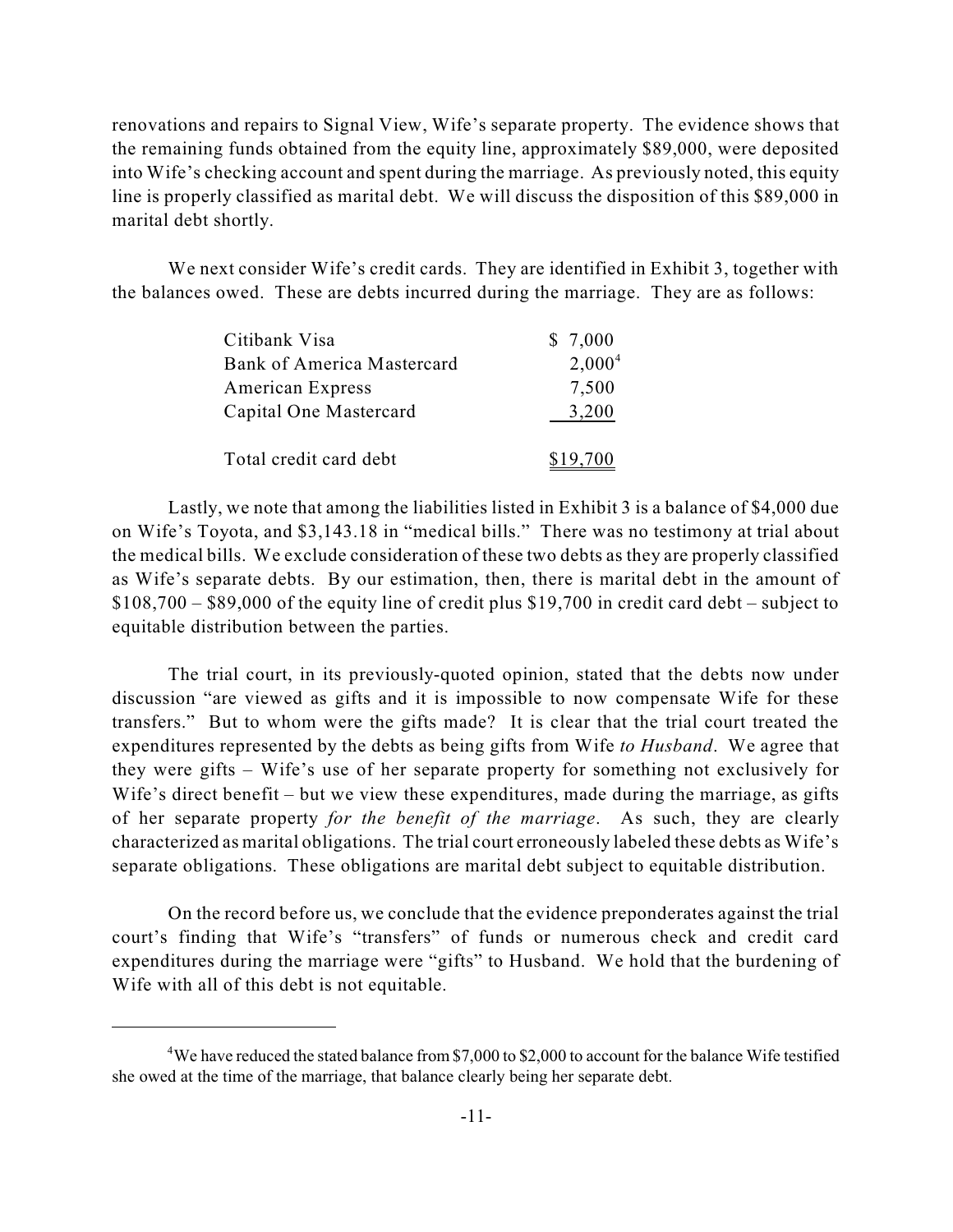renovations and repairs to Signal View, Wife's separate property. The evidence shows that the remaining funds obtained from the equity line, approximately $89,000, were deposited into Wife's checking account and spent during the marriage. As previously noted, this equity line is properly classified as marital debt. We will discuss the disposition of this $89,000 in marital debt shortly.

We next consider Wife's credit cards. They are identified in Exhibit 3, together with the balances owed. These are debts incurred during the marriage. They are as follows:

| | |
|---|---|
| Citibank Visa | $ 7,000 |
| Bank of America Mastercard | 2,000[4] |
| American Express | 7,500 |
| Capital One Mastercard | 3,200 |
| Total credit card debt | $19,700 |

Lastly, we note that among the liabilities listed in Exhibit 3 is a balance of $4,000 due on Wife's Toyota, and $3,143.18 in "medical bills." There was no testimony at trial about the medical bills. We exclude consideration of these two debts as they are properly classified as Wife's separate debts. By our estimation, then, there is marital debt in the amount of $108,700 – $89,000 of the equity line of credit plus $19,700 in credit card debt – subject to equitable distribution between the parties.

The trial court, in its previously-quoted opinion, stated that the debts now under discussion "are viewed as gifts and it is impossible to now compensate Wife for these transfers." But to whom were the gifts made? It is clear that the trial court treated the expenditures represented by the debts as being gifts from Wife *to Husband*. We agree that they were gifts – Wife's use of her separate property for something not exclusively for Wife's direct benefit – but we view these expenditures, made during the marriage, as gifts of her separate property *for the benefit of the marriage*. As such, they are clearly characterized as marital obligations. The trial court erroneously labeled these debts as Wife's separate obligations. These obligations are marital debt subject to equitable distribution.

On the record before us, we conclude that the evidence preponderates against the trial court's finding that Wife's "transfers" of funds or numerous check and credit card expenditures during the marriage were "gifts" to Husband. We hold that the burdening of Wife with all of this debt is not equitable.

---

[4] We have reduced the stated balance from $7,000 to $2,000 to account for the balance Wife testified she owed at the time of the marriage, that balance clearly being her separate debt.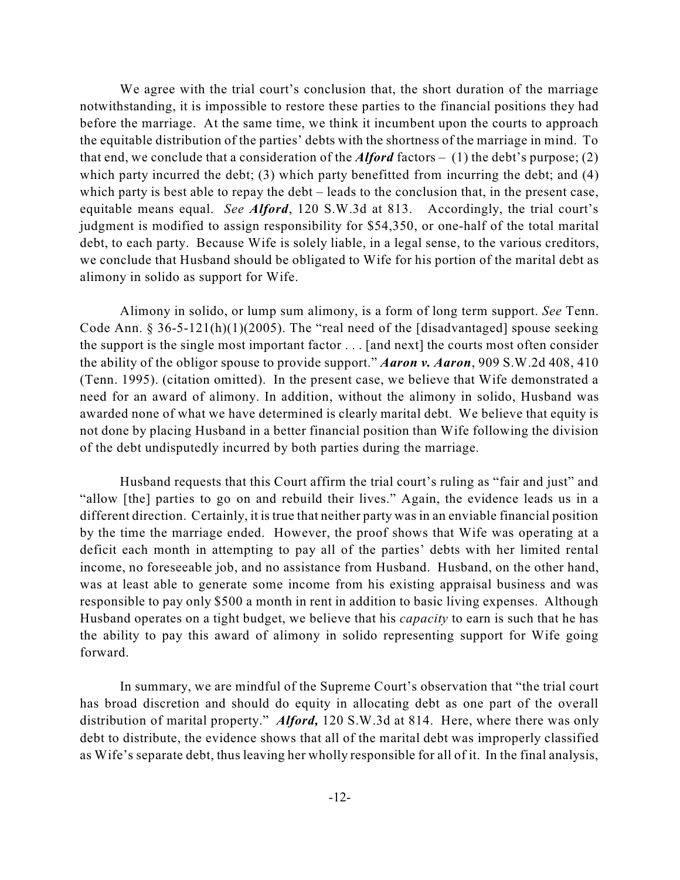We agree with the trial court's conclusion that, the short duration of the marriage notwithstanding, it is impossible to restore these parties to the financial positions they had before the marriage. At the same time, we think it incumbent upon the courts to approach the equitable distribution of the parties' debts with the shortness of the marriage in mind. To that end, we conclude that a consideration of the ***Alford*** factors – (1) the debt's purpose; (2) which party incurred the debt; (3) which party benefitted from incurring the debt; and (4) which party is best able to repay the debt – leads to the conclusion that, in the present case, equitable means equal. *See* ***Alford***, 120 S.W.3d at 813. Accordingly, the trial court's judgment is modified to assign responsibility for $54,350, or one-half of the total marital debt, to each party. Because Wife is solely liable, in a legal sense, to the various creditors, we conclude that Husband should be obligated to Wife for his portion of the marital debt as alimony in solido as support for Wife.

Alimony in solido, or lump sum alimony, is a form of long term support. *See* Tenn. Code Ann. § 36-5-121(h)(1)(2005). The "real need of the [disadvantaged] spouse seeking the support is the single most important factor . . . [and next] the courts most often consider the ability of the obligor spouse to provide support." ***Aaron v. Aaron***, 909 S.W.2d 408, 410 (Tenn. 1995). (citation omitted). In the present case, we believe that Wife demonstrated a need for an award of alimony. In addition, without the alimony in solido, Husband was awarded none of what we have determined is clearly marital debt. We believe that equity is not done by placing Husband in a better financial position than Wife following the division of the debt undisputedly incurred by both parties during the marriage.

Husband requests that this Court affirm the trial court's ruling as "fair and just" and "allow [the] parties to go on and rebuild their lives." Again, the evidence leads us in a different direction. Certainly, it is true that neither party was in an enviable financial position by the time the marriage ended. However, the proof shows that Wife was operating at a deficit each month in attempting to pay all of the parties' debts with her limited rental income, no foreseeable job, and no assistance from Husband. Husband, on the other hand, was at least able to generate some income from his existing appraisal business and was responsible to pay only $500 a month in rent in addition to basic living expenses. Although Husband operates on a tight budget, we believe that his *capacity* to earn is such that he has the ability to pay this award of alimony in solido representing support for Wife going forward.

In summary, we are mindful of the Supreme Court's observation that "the trial court has broad discretion and should do equity in allocating debt as one part of the overall distribution of marital property." ***Alford,*** 120 S.W.3d at 814. Here, where there was only debt to distribute, the evidence shows that all of the marital debt was improperly classified as Wife's separate debt, thus leaving her wholly responsible for all of it. In the final analysis,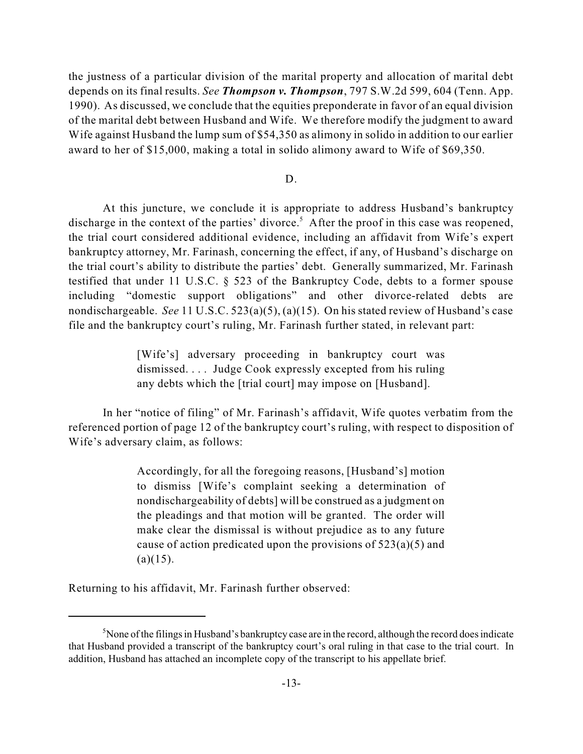the justness of a particular division of the marital property and allocation of marital debt depends on its final results. *See* ***Thompson v. Thompson***, 797 S.W.2d 599, 604 (Tenn. App. 1990). As discussed, we conclude that the equities preponderate in favor of an equal division of the marital debt between Husband and Wife. We therefore modify the judgment to award Wife against Husband the lump sum of $54,350 as alimony in solido in addition to our earlier award to her of $15,000, making a total in solido alimony award to Wife of $69,350.

D.

At this juncture, we conclude it is appropriate to address Husband's bankruptcy discharge in the context of the parties' divorce.[5] After the proof in this case was reopened, the trial court considered additional evidence, including an affidavit from Wife's expert bankruptcy attorney, Mr. Farinash, concerning the effect, if any, of Husband's discharge on the trial court's ability to distribute the parties' debt. Generally summarized, Mr. Farinash testified that under 11 U.S.C. § 523 of the Bankruptcy Code, debts to a former spouse including "domestic support obligations" and other divorce-related debts are nondischargeable. *See* 11 U.S.C. 523(a)(5), (a)(15). On his stated review of Husband's case file and the bankruptcy court's ruling, Mr. Farinash further stated, in relevant part:

> [Wife's] adversary proceeding in bankruptcy court was dismissed. . . . Judge Cook expressly excepted from his ruling any debts which the [trial court] may impose on [Husband].

In her "notice of filing" of Mr. Farinash's affidavit, Wife quotes verbatim from the referenced portion of page 12 of the bankruptcy court's ruling, with respect to disposition of Wife's adversary claim, as follows:

> Accordingly, for all the foregoing reasons, [Husband's] motion to dismiss [Wife's complaint seeking a determination of nondischargeability of debts] will be construed as a judgment on the pleadings and that motion will be granted. The order will make clear the dismissal is without prejudice as to any future cause of action predicated upon the provisions of 523(a)(5) and (a)(15).

Returning to his affidavit, Mr. Farinash further observed:

---

[5] None of the filings in Husband's bankruptcy case are in the record, although the record does indicate that Husband provided a transcript of the bankruptcy court's oral ruling in that case to the trial court. In addition, Husband has attached an incomplete copy of the transcript to his appellate brief.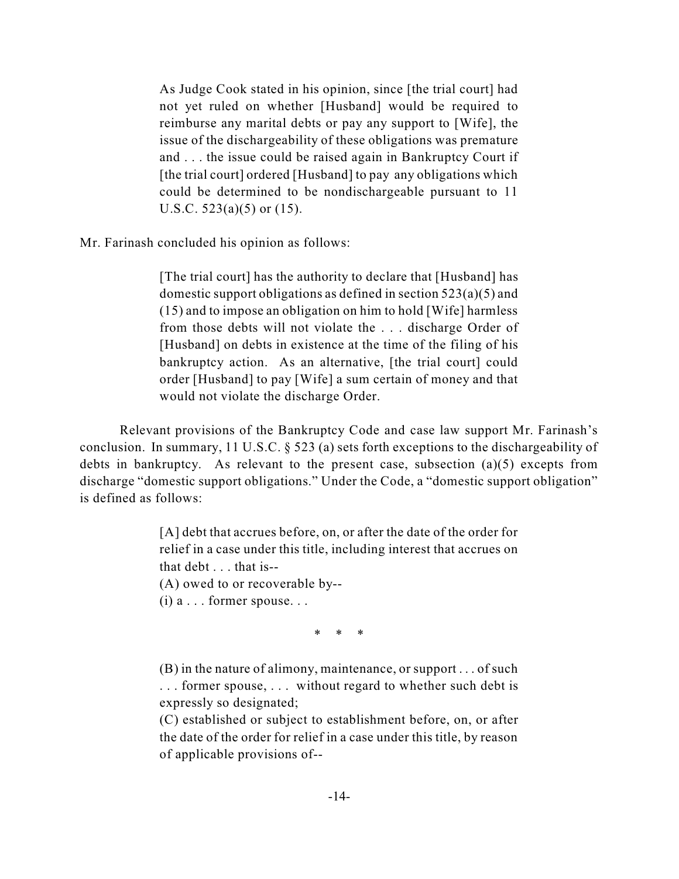> As Judge Cook stated in his opinion, since [the trial court] had not yet ruled on whether [Husband] would be required to reimburse any marital debts or pay any support to [Wife], the issue of the dischargeability of these obligations was premature and . . . the issue could be raised again in Bankruptcy Court if [the trial court] ordered [Husband] to pay any obligations which could be determined to be nondischargeable pursuant to 11 U.S.C. 523(a)(5) or (15).

Mr. Farinash concluded his opinion as follows:

> [The trial court] has the authority to declare that [Husband] has domestic support obligations as defined in section 523(a)(5) and (15) and to impose an obligation on him to hold [Wife] harmless from those debts will not violate the . . . discharge Order of [Husband] on debts in existence at the time of the filing of his bankruptcy action. As an alternative, [the trial court] could order [Husband] to pay [Wife] a sum certain of money and that would not violate the discharge Order.

Relevant provisions of the Bankruptcy Code and case law support Mr. Farinash's conclusion. In summary, 11 U.S.C. § 523 (a) sets forth exceptions to the dischargeability of debts in bankruptcy. As relevant to the present case, subsection (a)(5) excepts from discharge "domestic support obligations." Under the Code, a "domestic support obligation" is defined as follows:

> [A] debt that accrues before, on, or after the date of the order for relief in a case under this title, including interest that accrues on that debt . . . that is--
> (A) owed to or recoverable by--
> (i) a . . . former spouse. . .
>
> \* \* \*
>
> (B) in the nature of alimony, maintenance, or support . . . of such . . . former spouse, . . . without regard to whether such debt is expressly so designated;
> (C) established or subject to establishment before, on, or after the date of the order for relief in a case under this title, by reason of applicable provisions of--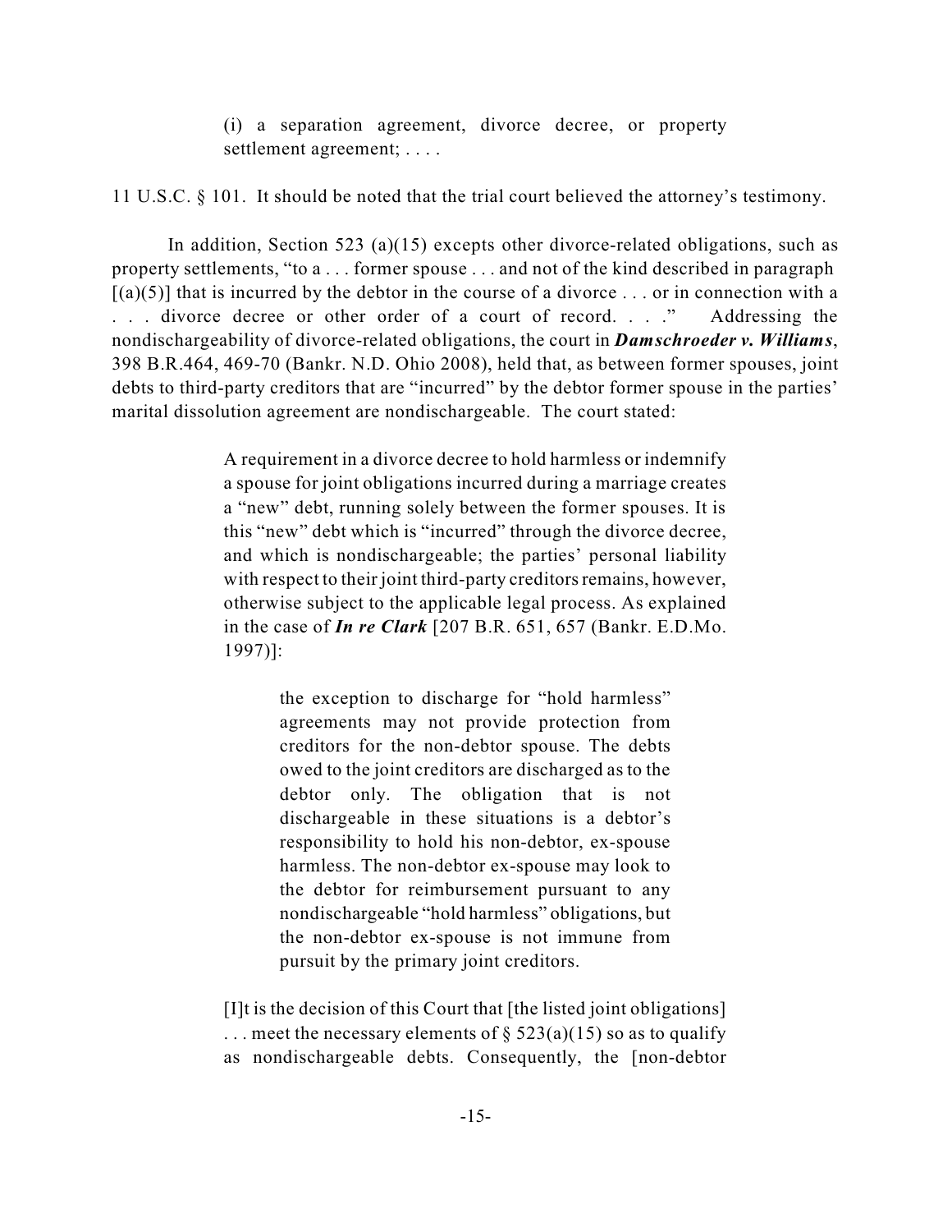> (i) a separation agreement, divorce decree, or property settlement agreement; . . . .

11 U.S.C. § 101. It should be noted that the trial court believed the attorney's testimony.

In addition, Section 523 (a)(15) excepts other divorce-related obligations, such as property settlements, "to a . . . former spouse . . . and not of the kind described in paragraph [(a)(5)] that is incurred by the debtor in the course of a divorce . . . or in connection with a . . . divorce decree or other order of a court of record. . . ." Addressing the nondischargeability of divorce-related obligations, the court in ***Damschroeder v. Williams***, 398 B.R.464, 469-70 (Bankr. N.D. Ohio 2008), held that, as between former spouses, joint debts to third-party creditors that are "incurred" by the debtor former spouse in the parties' marital dissolution agreement are nondischargeable. The court stated:

> A requirement in a divorce decree to hold harmless or indemnify a spouse for joint obligations incurred during a marriage creates a "new" debt, running solely between the former spouses. It is this "new" debt which is "incurred" through the divorce decree, and which is nondischargeable; the parties' personal liability with respect to their joint third-party creditors remains, however, otherwise subject to the applicable legal process. As explained in the case of ***In re Clark*** [207 B.R. 651, 657 (Bankr. E.D.Mo. 1997)]:
>
> > the exception to discharge for "hold harmless" agreements may not provide protection from creditors for the non-debtor spouse. The debts owed to the joint creditors are discharged as to the debtor only. The obligation that is not dischargeable in these situations is a debtor's responsibility to hold his non-debtor, ex-spouse harmless. The non-debtor ex-spouse may look to the debtor for reimbursement pursuant to any nondischargeable "hold harmless" obligations, but the non-debtor ex-spouse is not immune from pursuit by the primary joint creditors.
>
> [I]t is the decision of this Court that [the listed joint obligations] . . . meet the necessary elements of § 523(a)(15) so as to qualify as nondischargeable debts. Consequently, the [non-debtor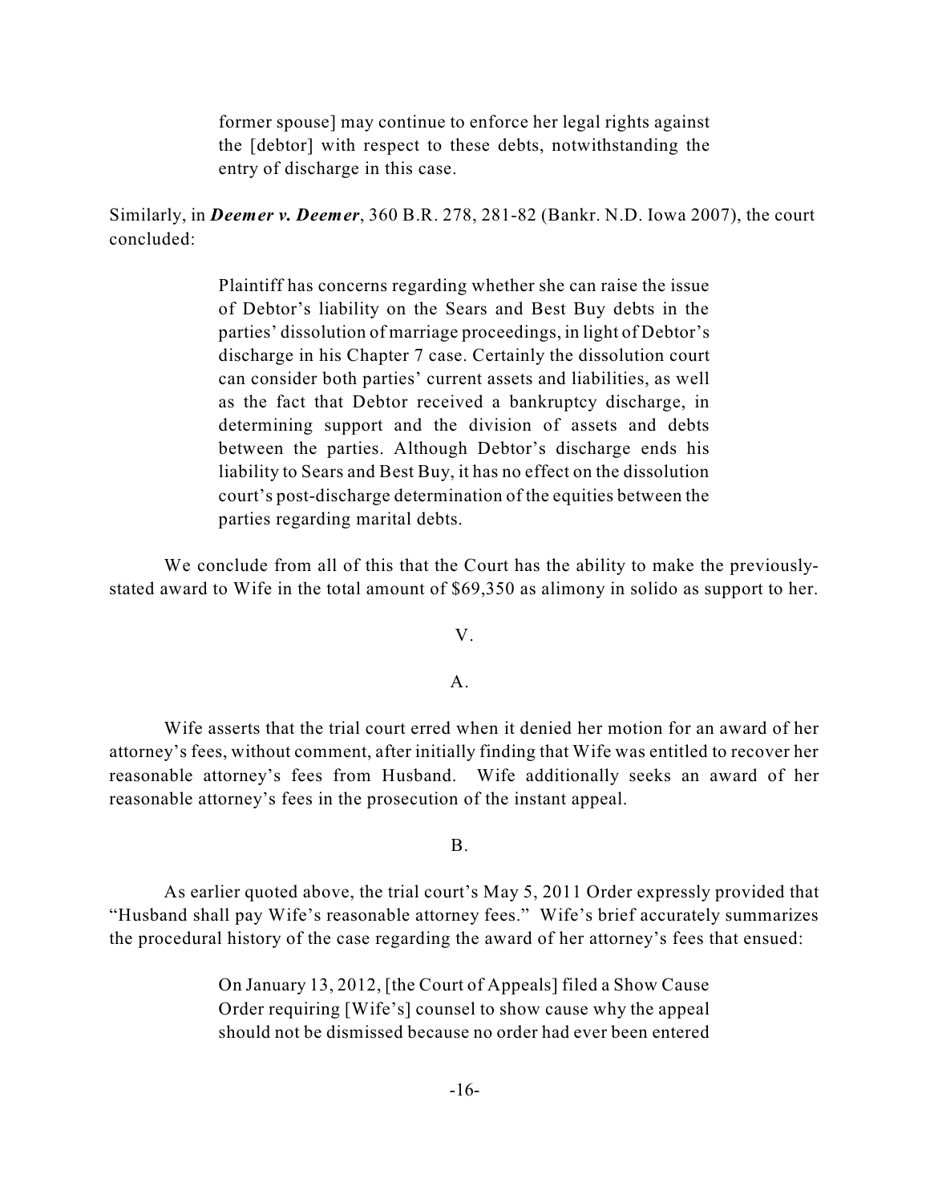> former spouse] may continue to enforce her legal rights against the [debtor] with respect to these debts, notwithstanding the entry of discharge in this case.

Similarly, in ***Deemer v. Deemer***, 360 B.R. 278, 281-82 (Bankr. N.D. Iowa 2007), the court concluded:

> Plaintiff has concerns regarding whether she can raise the issue of Debtor's liability on the Sears and Best Buy debts in the parties' dissolution of marriage proceedings, in light of Debtor's discharge in his Chapter 7 case. Certainly the dissolution court can consider both parties' current assets and liabilities, as well as the fact that Debtor received a bankruptcy discharge, in determining support and the division of assets and debts between the parties. Although Debtor's discharge ends his liability to Sears and Best Buy, it has no effect on the dissolution court's post-discharge determination of the equities between the parties regarding marital debts.

We conclude from all of this that the Court has the ability to make the previously-stated award to Wife in the total amount of $69,350 as alimony in solido as support to her.

V.

A.

Wife asserts that the trial court erred when it denied her motion for an award of her attorney's fees, without comment, after initially finding that Wife was entitled to recover her reasonable attorney's fees from Husband. Wife additionally seeks an award of her reasonable attorney's fees in the prosecution of the instant appeal.

B.

As earlier quoted above, the trial court's May 5, 2011 Order expressly provided that "Husband shall pay Wife's reasonable attorney fees." Wife's brief accurately summarizes the procedural history of the case regarding the award of her attorney's fees that ensued:

> On January 13, 2012, [the Court of Appeals] filed a Show Cause Order requiring [Wife's] counsel to show cause why the appeal should not be dismissed because no order had ever been entered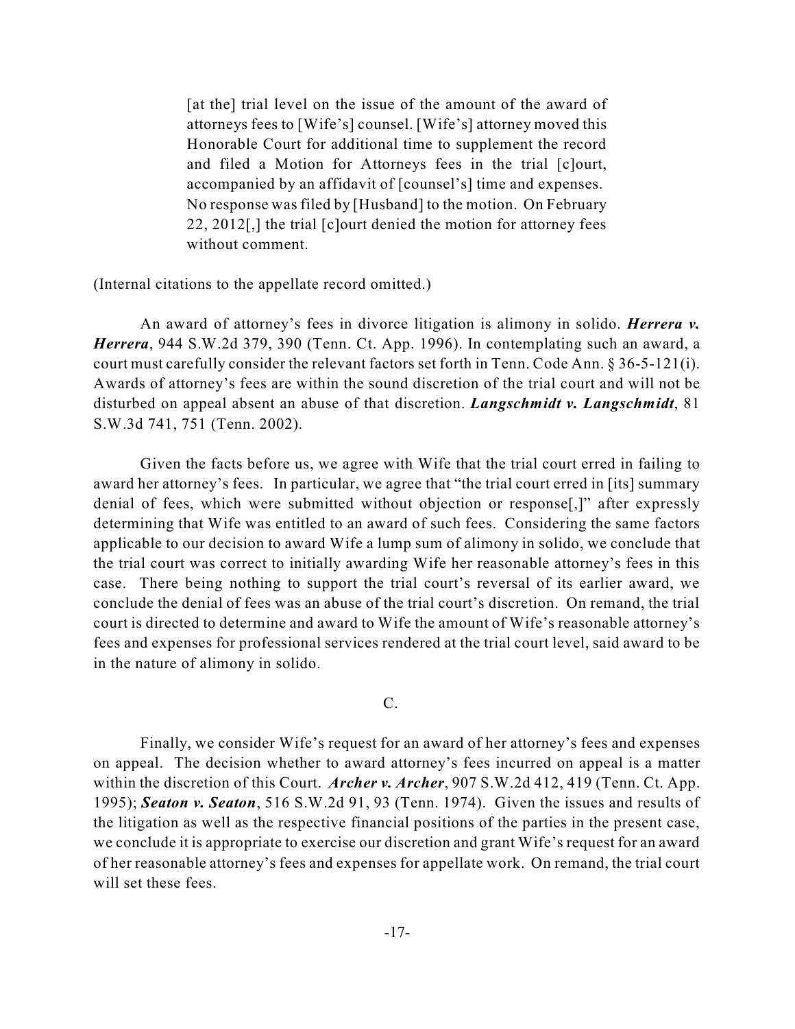> [at the] trial level on the issue of the amount of the award of attorneys fees to [Wife's] counsel. [Wife's] attorney moved this Honorable Court for additional time to supplement the record and filed a Motion for Attorneys fees in the trial [c]ourt, accompanied by an affidavit of [counsel's] time and expenses. No response was filed by [Husband] to the motion. On February 22, 2012[,] the trial [c]ourt denied the motion for attorney fees without comment.

(Internal citations to the appellate record omitted.)

An award of attorney's fees in divorce litigation is alimony in solido. ***Herrera v. Herrera***, 944 S.W.2d 379, 390 (Tenn. Ct. App. 1996). In contemplating such an award, a court must carefully consider the relevant factors set forth in Tenn. Code Ann. § 36-5-121(i). Awards of attorney's fees are within the sound discretion of the trial court and will not be disturbed on appeal absent an abuse of that discretion. ***Langschmidt v. Langschmidt***, 81 S.W.3d 741, 751 (Tenn. 2002).

Given the facts before us, we agree with Wife that the trial court erred in failing to award her attorney's fees. In particular, we agree that "the trial court erred in [its] summary denial of fees, which were submitted without objection or response[,]" after expressly determining that Wife was entitled to an award of such fees. Considering the same factors applicable to our decision to award Wife a lump sum of alimony in solido, we conclude that the trial court was correct to initially awarding Wife her reasonable attorney's fees in this case. There being nothing to support the trial court's reversal of its earlier award, we conclude the denial of fees was an abuse of the trial court's discretion. On remand, the trial court is directed to determine and award to Wife the amount of Wife's reasonable attorney's fees and expenses for professional services rendered at the trial court level, said award to be in the nature of alimony in solido.

C.

Finally, we consider Wife's request for an award of her attorney's fees and expenses on appeal. The decision whether to award attorney's fees incurred on appeal is a matter within the discretion of this Court. ***Archer v. Archer***, 907 S.W.2d 412, 419 (Tenn. Ct. App. 1995); ***Seaton v. Seaton***, 516 S.W.2d 91, 93 (Tenn. 1974). Given the issues and results of the litigation as well as the respective financial positions of the parties in the present case, we conclude it is appropriate to exercise our discretion and grant Wife's request for an award of her reasonable attorney's fees and expenses for appellate work. On remand, the trial court will set these fees.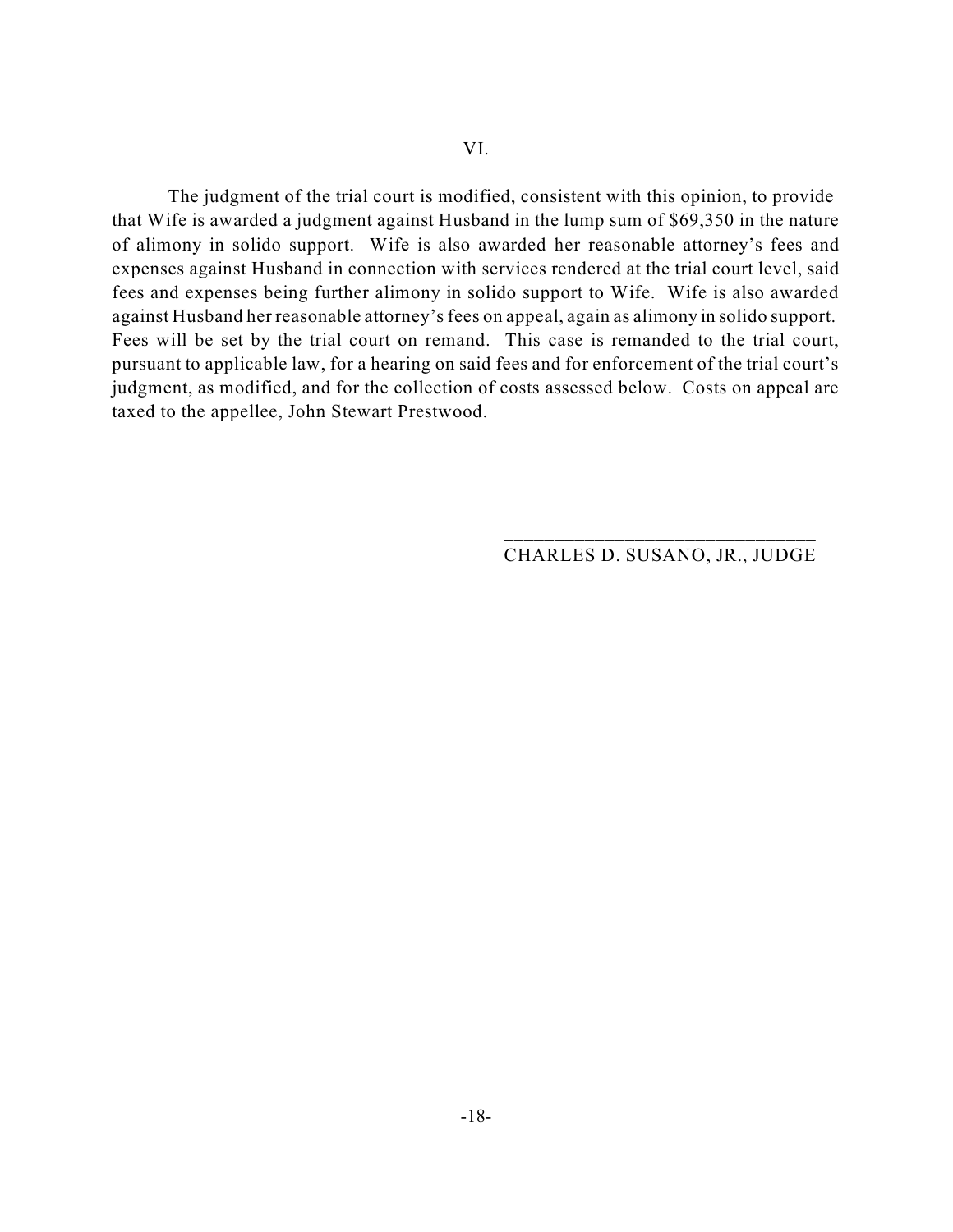## VI.

The judgment of the trial court is modified, consistent with this opinion, to provide that Wife is awarded a judgment against Husband in the lump sum of $69,350 in the nature of alimony in solido support. Wife is also awarded her reasonable attorney's fees and expenses against Husband in connection with services rendered at the trial court level, said fees and expenses being further alimony in solido support to Wife. Wife is also awarded against Husband her reasonable attorney's fees on appeal, again as alimony in solido support. Fees will be set by the trial court on remand. This case is remanded to the trial court, pursuant to applicable law, for a hearing on said fees and for enforcement of the trial court's judgment, as modified, and for the collection of costs assessed below. Costs on appeal are taxed to the appellee, John Stewart Prestwood.

\_\_\_\_\_\_\_\_\_\_\_\_\_\_\_\_\_\_\_\_\_\_\_\_\_\_\_\_\_\_\_\_

CHARLES D. SUSANO, JR., JUDGE